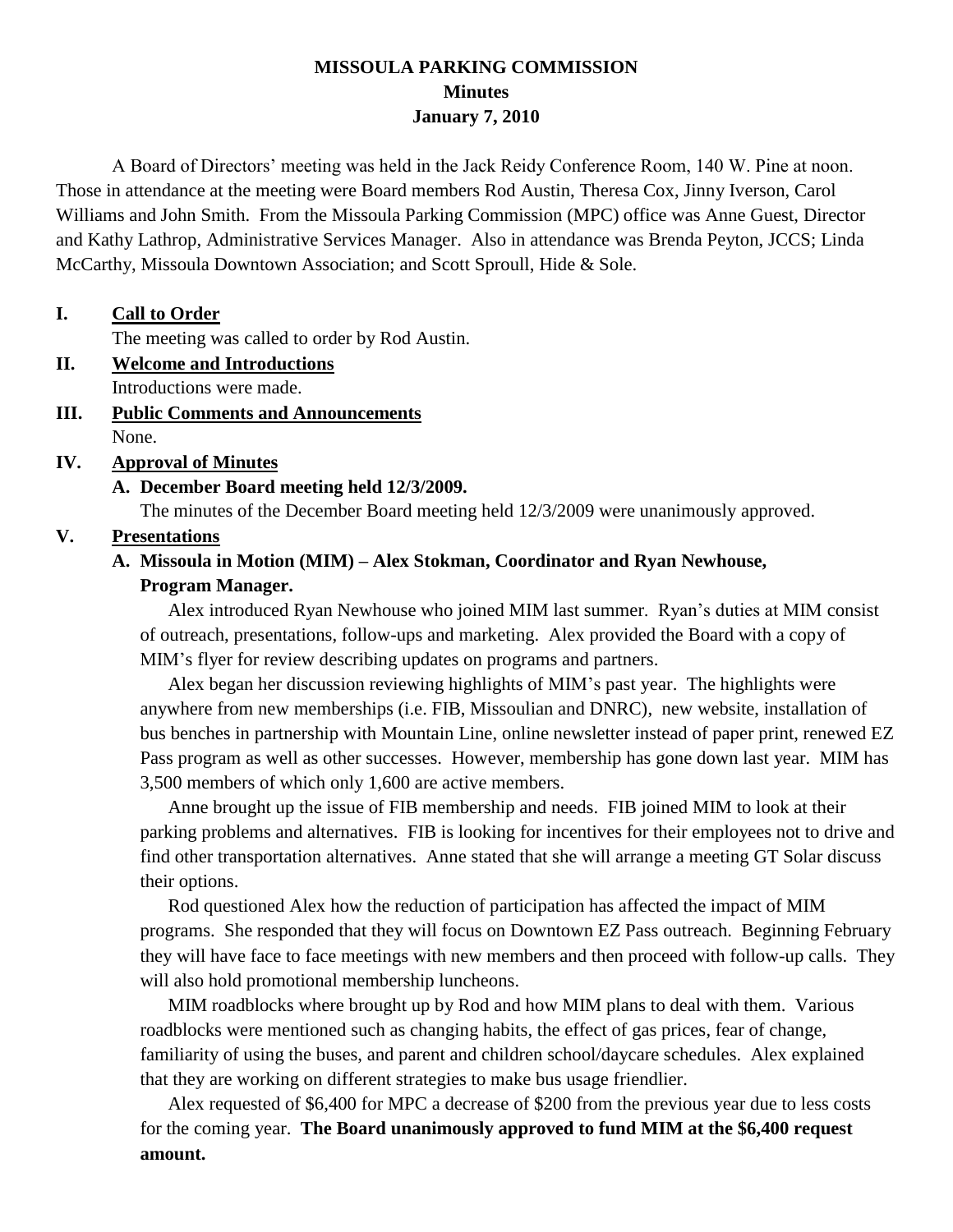# MISSOULA PARKING COMMISSION

## Minutes

### January 7, 2010

A Board of Directors' meeting was held in the Jack Reidy Conference Room, 140 W. Pine at noon. Those in attendance at the meeting were Board members Rod Austin, Theresa Cox, Jinny Iverson, Carol Williams and John Smith. From the Missoula Parking Commission (MPC) office was Anne Guest, Director and Kathy Lathrop, Administrative Services Manager. Also in attendance was Brenda Peyton, JCCS; Linda McCarthy, Missoula Downtown Association; and Scott Sproull, Hide & Sole.

**I. Call to Order**

The meeting was called to order by Rod Austin.

**II. Welcome and Introductions**

Introductions were made.

**III. Public Comments and Announcements**

None.

**IV. Approval of Minutes**

**A. December Board meeting held 12/3/2009.**

The minutes of the December Board meeting held 12/3/2009 were unanimously approved.

**V. Presentations**

**A. Missoula in Motion (MIM) – Alex Stokman, Coordinator and Ryan Newhouse, Program Manager.**

Alex introduced Ryan Newhouse who joined MIM last summer. Ryan's duties at MIM consist of outreach, presentations, follow-ups and marketing. Alex provided the Board with a copy of MIM's flyer for review describing updates on programs and partners.

Alex began her discussion reviewing highlights of MIM's past year. The highlights were anywhere from new memberships (i.e. FIB, Missoulian and DNRC), new website, installation of bus benches in partnership with Mountain Line, online newsletter instead of paper print, renewed EZ Pass program as well as other successes. However, membership has gone down last year. MIM has 3,500 members of which only 1,600 are active members.

Anne brought up the issue of FIB membership and needs. FIB joined MIM to look at their parking problems and alternatives. FIB is looking for incentives for their employees not to drive and find other transportation alternatives. Anne stated that she will arrange a meeting GT Solar discuss their options.

Rod questioned Alex how the reduction of participation has affected the impact of MIM programs. She responded that they will focus on Downtown EZ Pass outreach. Beginning February they will have face to face meetings with new members and then proceed with follow-up calls. They will also hold promotional membership luncheons.

MIM roadblocks where brought up by Rod and how MIM plans to deal with them. Various roadblocks were mentioned such as changing habits, the effect of gas prices, fear of change, familiarity of using the buses, and parent and children school/daycare schedules. Alex explained that they are working on different strategies to make bus usage friendlier.

Alex requested of $6,400 for MPC a decrease of $200 from the previous year due to less costs for the coming year. **The Board unanimously approved to fund MIM at the $6,400 request amount.**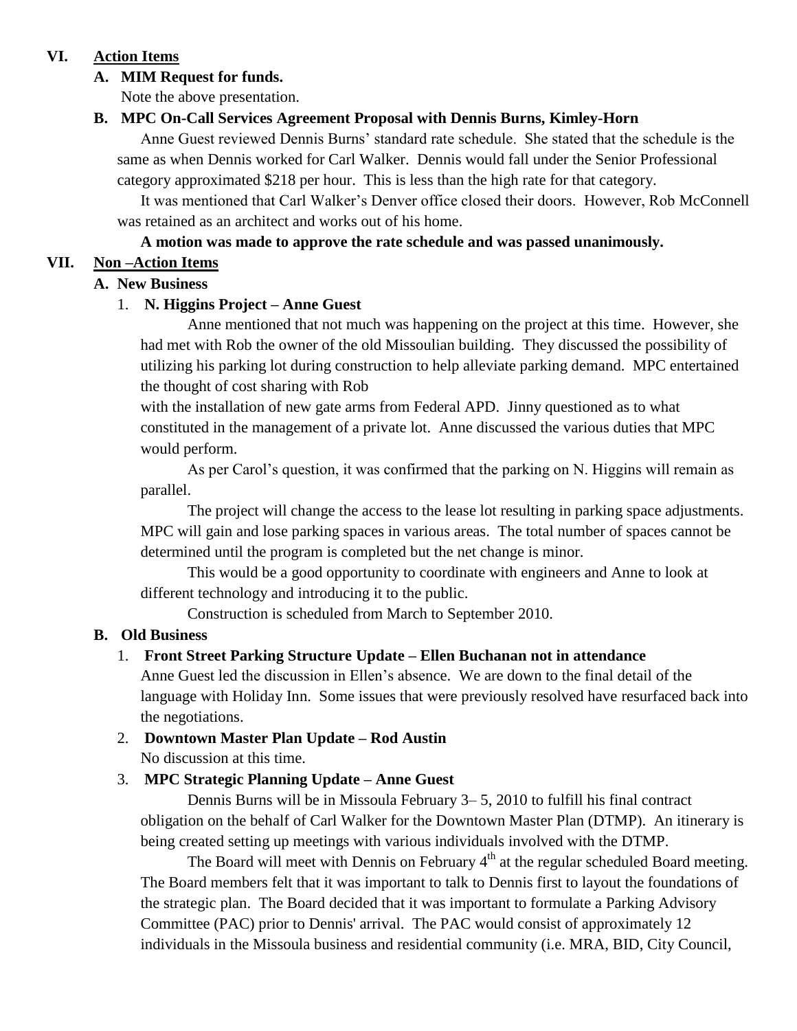## VI. Action Items

### A. MIM Request for funds.

Note the above presentation.

### B. MPC On-Call Services Agreement Proposal with Dennis Burns, Kimley-Horn

Anne Guest reviewed Dennis Burns' standard rate schedule. She stated that the schedule is the same as when Dennis worked for Carl Walker. Dennis would fall under the Senior Professional category approximated $218 per hour. This is less than the high rate for that category.

It was mentioned that Carl Walker's Denver office closed their doors. However, Rob McConnell was retained as an architect and works out of his home.

**A motion was made to approve the rate schedule and was passed unanimously.**

## VII. Non –Action Items

### A. New Business

1. **N. Higgins Project – Anne Guest**

   Anne mentioned that not much was happening on the project at this time. However, she had met with Rob the owner of the old Missoulian building. They discussed the possibility of utilizing his parking lot during construction to help alleviate parking demand. MPC entertained the thought of cost sharing with Rob
   with the installation of new gate arms from Federal APD. Jinny questioned as to what constituted in the management of a private lot. Anne discussed the various duties that MPC would perform.

   As per Carol's question, it was confirmed that the parking on N. Higgins will remain as parallel.

   The project will change the access to the lease lot resulting in parking space adjustments. MPC will gain and lose parking spaces in various areas. The total number of spaces cannot be determined until the program is completed but the net change is minor.

   This would be a good opportunity to coordinate with engineers and Anne to look at different technology and introducing it to the public.

   Construction is scheduled from March to September 2010.

### B. Old Business

1. **Front Street Parking Structure Update – Ellen Buchanan not in attendance**
   Anne Guest led the discussion in Ellen's absence. We are down to the final detail of the language with Holiday Inn. Some issues that were previously resolved have resurfaced back into the negotiations.

2. **Downtown Master Plan Update – Rod Austin**
   No discussion at this time.

3. **MPC Strategic Planning Update – Anne Guest**

   Dennis Burns will be in Missoula February 3– 5, 2010 to fulfill his final contract obligation on the behalf of Carl Walker for the Downtown Master Plan (DTMP). An itinerary is being created setting up meetings with various individuals involved with the DTMP.

   The Board will meet with Dennis on February 4th at the regular scheduled Board meeting. The Board members felt that it was important to talk to Dennis first to layout the foundations of the strategic plan. The Board decided that it was important to formulate a Parking Advisory Committee (PAC) prior to Dennis' arrival. The PAC would consist of approximately 12 individuals in the Missoula business and residential community (i.e. MRA, BID, City Council,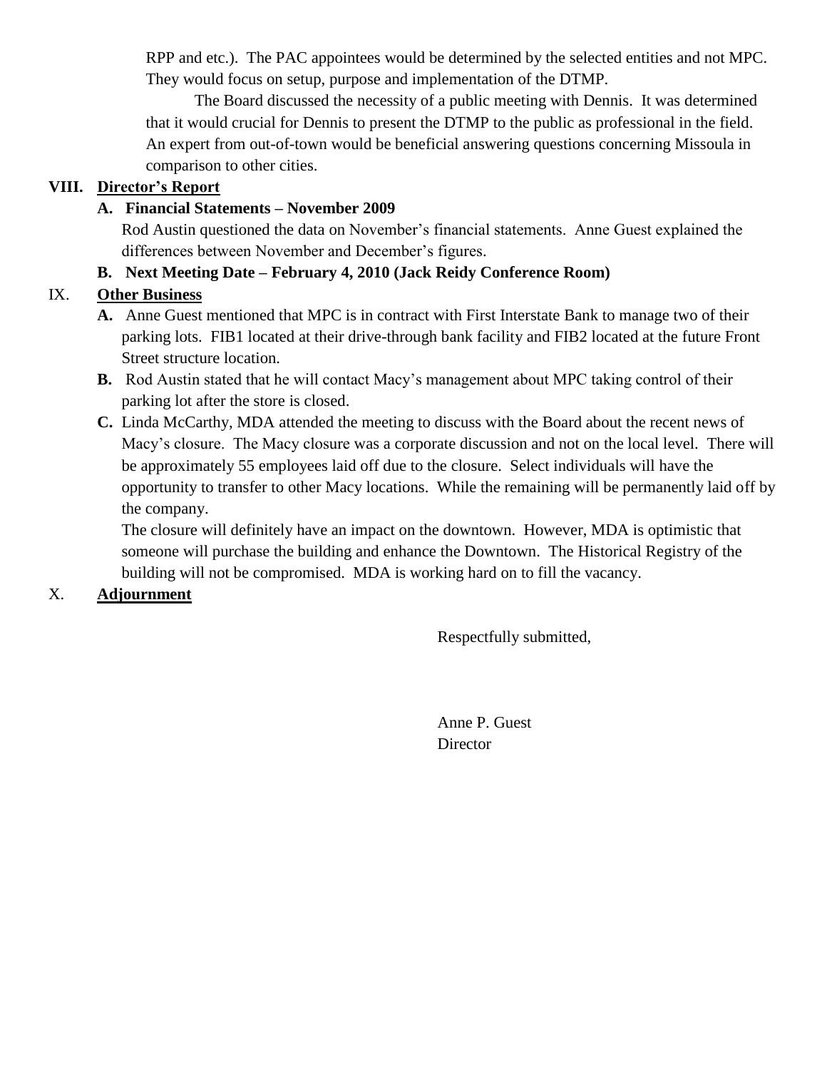RPP and etc.). The PAC appointees would be determined by the selected entities and not MPC. They would focus on setup, purpose and implementation of the DTMP.

The Board discussed the necessity of a public meeting with Dennis. It was determined that it would crucial for Dennis to present the DTMP to the public as professional in the field. An expert from out-of-town would be beneficial answering questions concerning Missoula in comparison to other cities.

**VIII. <u>Director's Report</u>**

**A. Financial Statements – November 2009**

Rod Austin questioned the data on November's financial statements. Anne Guest explained the differences between November and December's figures.

**B. Next Meeting Date – February 4, 2010 (Jack Reidy Conference Room)**

IX. **<u>Other Business</u>**

**A.** Anne Guest mentioned that MPC is in contract with First Interstate Bank to manage two of their parking lots. FIB1 located at their drive-through bank facility and FIB2 located at the future Front Street structure location.

**B.** Rod Austin stated that he will contact Macy's management about MPC taking control of their parking lot after the store is closed.

**C.** Linda McCarthy, MDA attended the meeting to discuss with the Board about the recent news of Macy's closure. The Macy closure was a corporate discussion and not on the local level. There will be approximately 55 employees laid off due to the closure. Select individuals will have the opportunity to transfer to other Macy locations. While the remaining will be permanently laid off by the company.

The closure will definitely have an impact on the downtown. However, MDA is optimistic that someone will purchase the building and enhance the Downtown. The Historical Registry of the building will not be compromised. MDA is working hard on to fill the vacancy.

X. **<u>Adjournment</u>**

Respectfully submitted,

Anne P. Guest
Director